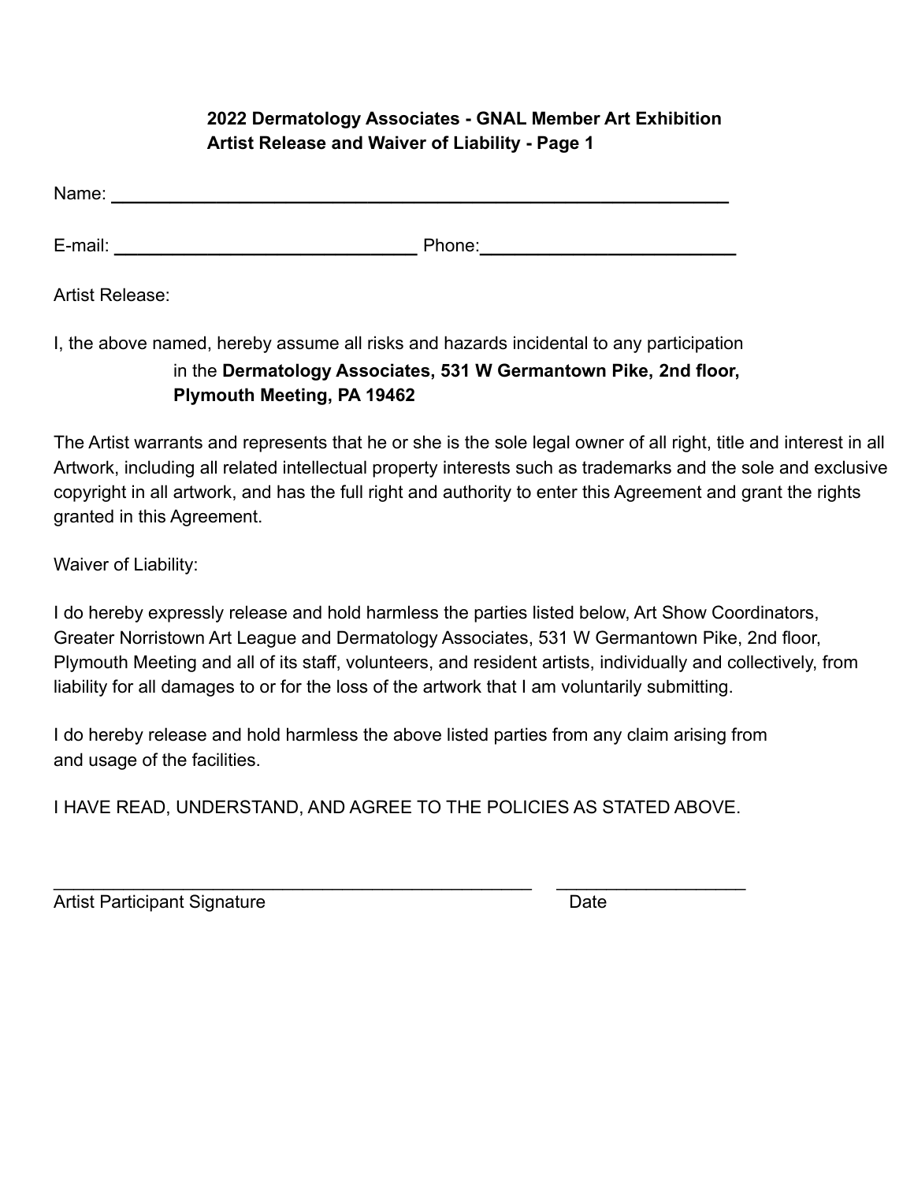**2022 Dermatology Associates - GNAL Member Art Exhibition**
**Artist Release and Waiver of Liability - Page 1**

Name: ______________________________________________________________

E-mail: ______________________________ Phone: _________________________

Artist Release:

I, the above named, hereby assume all risks and hazards incidental to any participation in the **Dermatology Associates, 531 W Germantown Pike, 2nd floor, Plymouth Meeting, PA 19462**

The Artist warrants and represents that he or she is the sole legal owner of all right, title and interest in all Artwork, including all related intellectual property interests such as trademarks and the sole and exclusive copyright in all artwork, and has the full right and authority to enter this Agreement and grant the rights granted in this Agreement.

Waiver of Liability:

I do hereby expressly release and hold harmless the parties listed below, Art Show Coordinators, Greater Norristown Art League and Dermatology Associates, 531 W Germantown Pike, 2nd floor, Plymouth Meeting and all of its staff, volunteers, and resident artists, individually and collectively, from liability for all damages to or for the loss of the artwork that I am voluntarily submitting.

I do hereby release and hold harmless the above listed parties from any claim arising from and usage of the facilities.

I HAVE READ, UNDERSTAND, AND AGREE TO THE POLICIES AS STATED ABOVE.

_______________________________________________ ___________________

Artist Participant Signature Date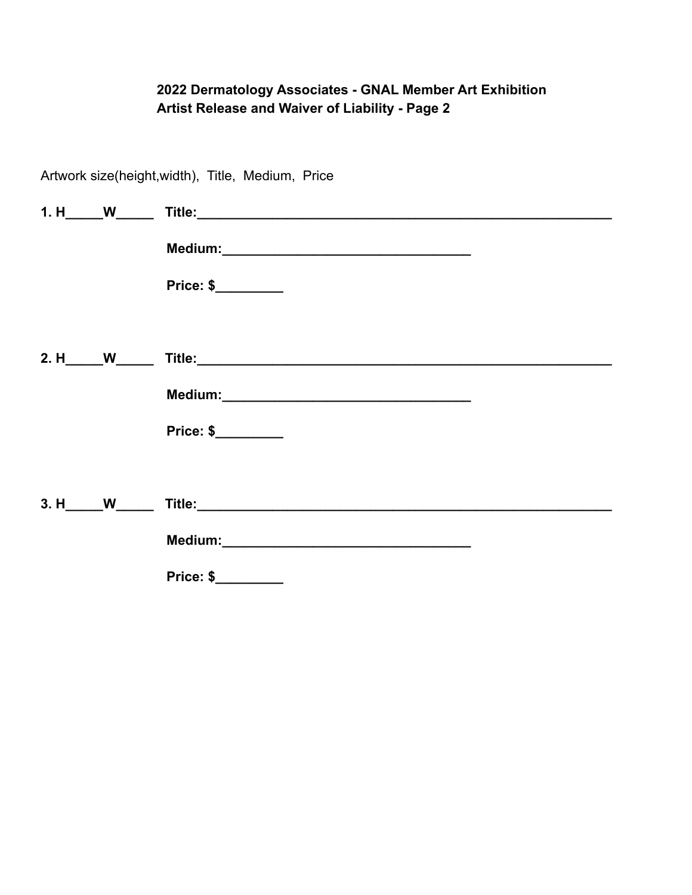**2022 Dermatology Associates - GNAL Member Art Exhibition**
**Artist Release and Waiver of Liability - Page 2**

Artwork size(height,width), Title, Medium, Price

**1. H_____W_____ Title:____________________________________________________________**

**Medium:____________________________________**

**Price: $_________**

**2. H_____W_____ Title:____________________________________________________________**

**Medium:____________________________________**

**Price: $_________**

**3. H_____W_____ Title:____________________________________________________________**

**Medium:____________________________________**

**Price: $_________**